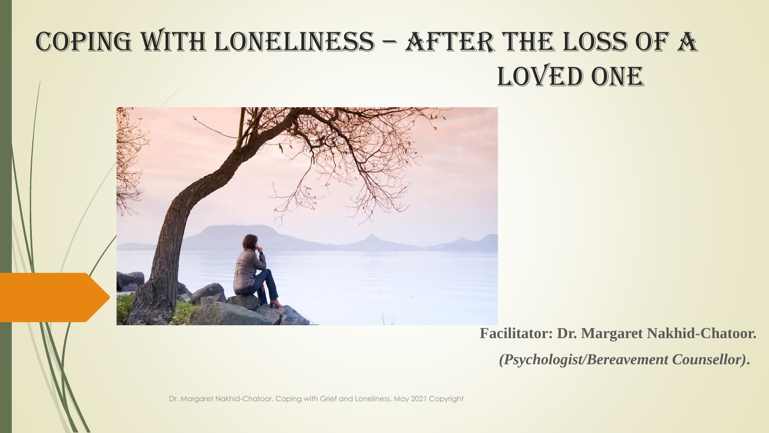# Coping with Loneliness – After the Loss of a Loved One

**Facilitator: Dr. Margaret Nakhid-Chatoor.**

***(Psychologist/Bereavement Counsellor).***

Dr. Margaret Nakhid-Chatoor. Coping with Grief and Loneliness. May 2021 Copyright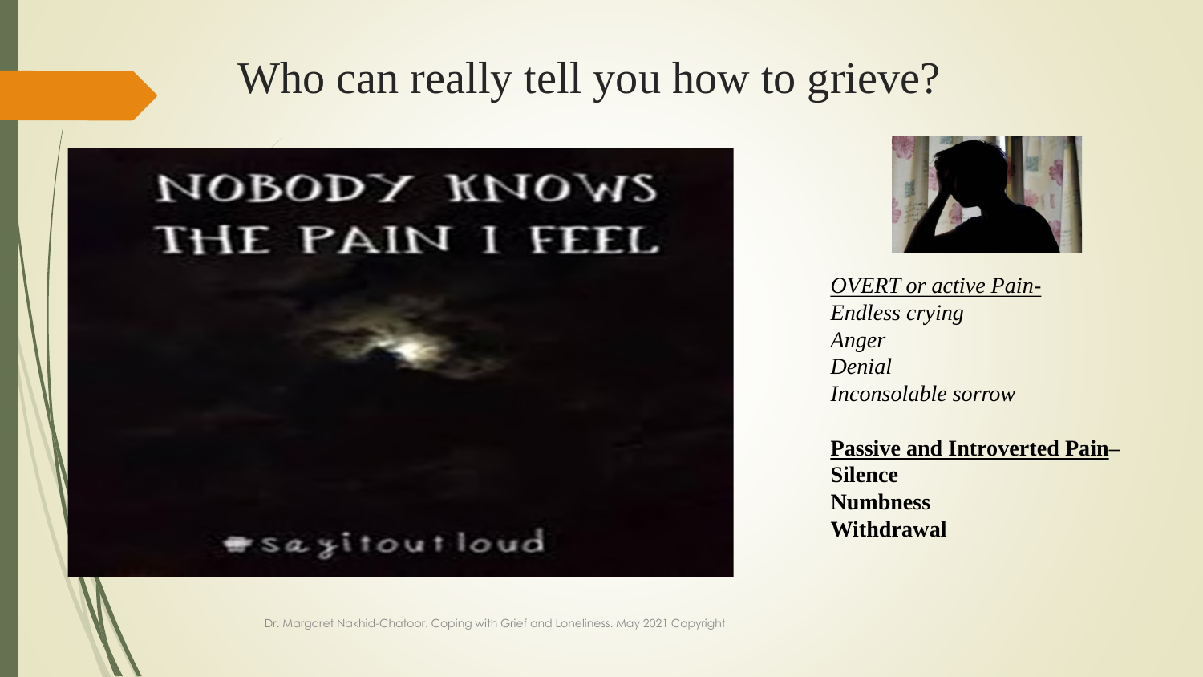# Who can really tell you how to grieve?

NOBODY KNOWS THE PAIN I FEEL

#sayitoutloud

*OVERT or active Pain-*
*Endless crying*
*Anger*
*Denial*
*Inconsolable sorrow*

**Passive and Introverted Pain–**
**Silence**
**Numbness**
**Withdrawal**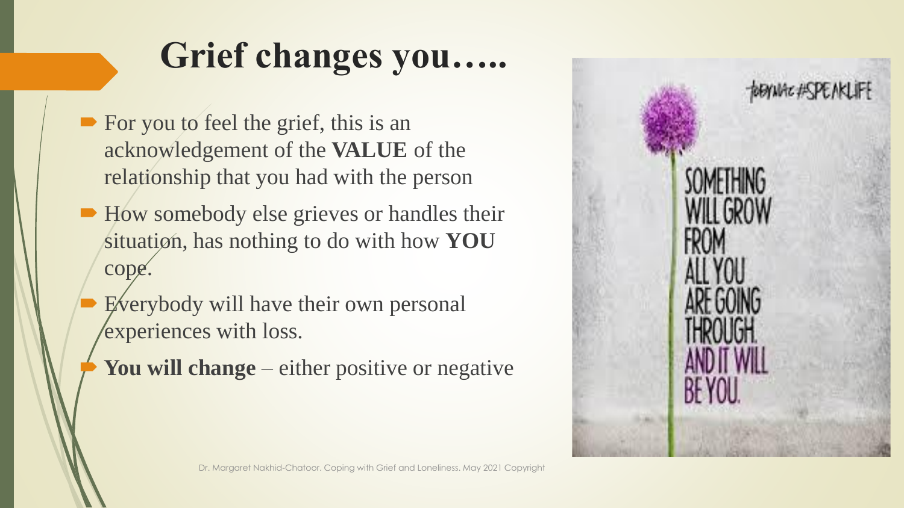# Grief changes you…..

- For you to feel the grief, this is an acknowledgement of the **VALUE** of the relationship that you had with the person
- How somebody else grieves or handles their situation, has nothing to do with how **YOU** cope.
- Everybody will have their own personal experiences with loss.
- **You will change** – either positive or negative

SOMETHING WILL GROW FROM ALL YOU ARE GOING THROUGH. AND IT WILL BE YOU.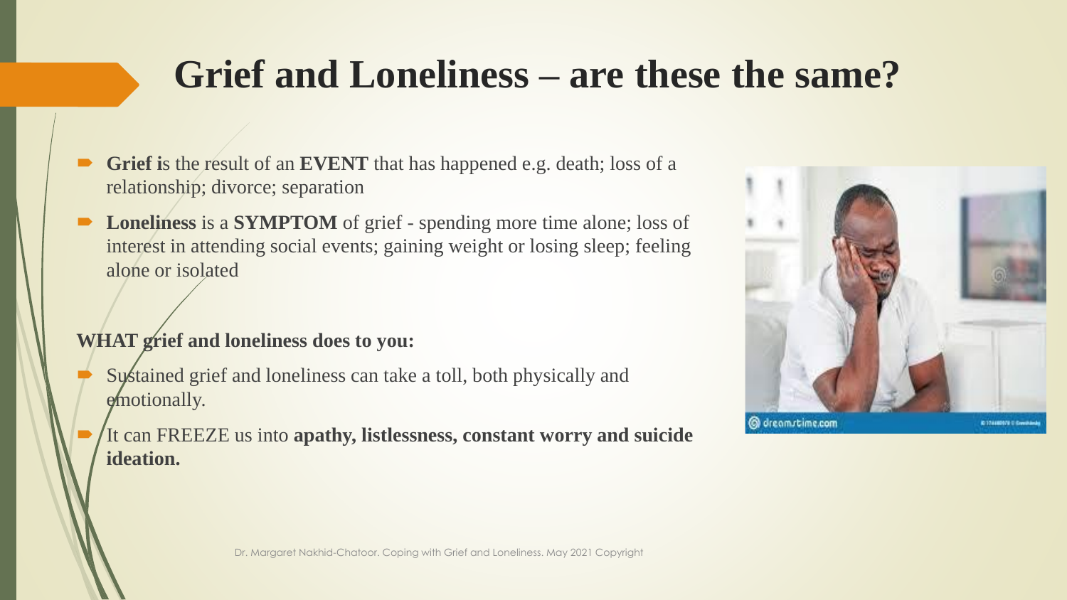# Grief and Loneliness – are these the same?

- **Grief i**s the result of an **EVENT** that has happened e.g. death; loss of a relationship; divorce; separation
- **Loneliness** is a **SYMPTOM** of grief - spending more time alone; loss of interest in attending social events; gaining weight or losing sleep; feeling alone or isolated

**WHAT grief and loneliness does to you:**

- Sustained grief and loneliness can take a toll, both physically and emotionally.
- It can FREEZE us into **apathy, listlessness, constant worry and suicide ideation.**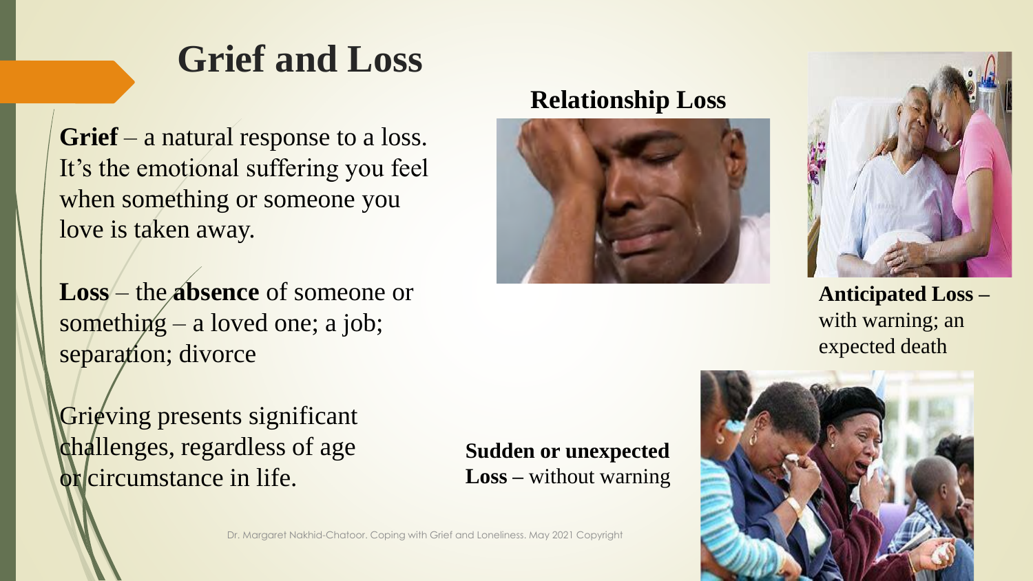# Grief and Loss

**Grief** – a natural response to a loss. It's the emotional suffering you feel when something or someone you love is taken away.

**Loss** – the **absence** of someone or something – a loved one; a job; separation; divorce

Grieving presents significant challenges, regardless of age or circumstance in life.

**Relationship Loss**

**Anticipated Loss –** with warning; an expected death

**Sudden or unexpected Loss –** without warning

Dr. Margaret Nakhid-Chatoor. Coping with Grief and Loneliness. May 2021 Copyright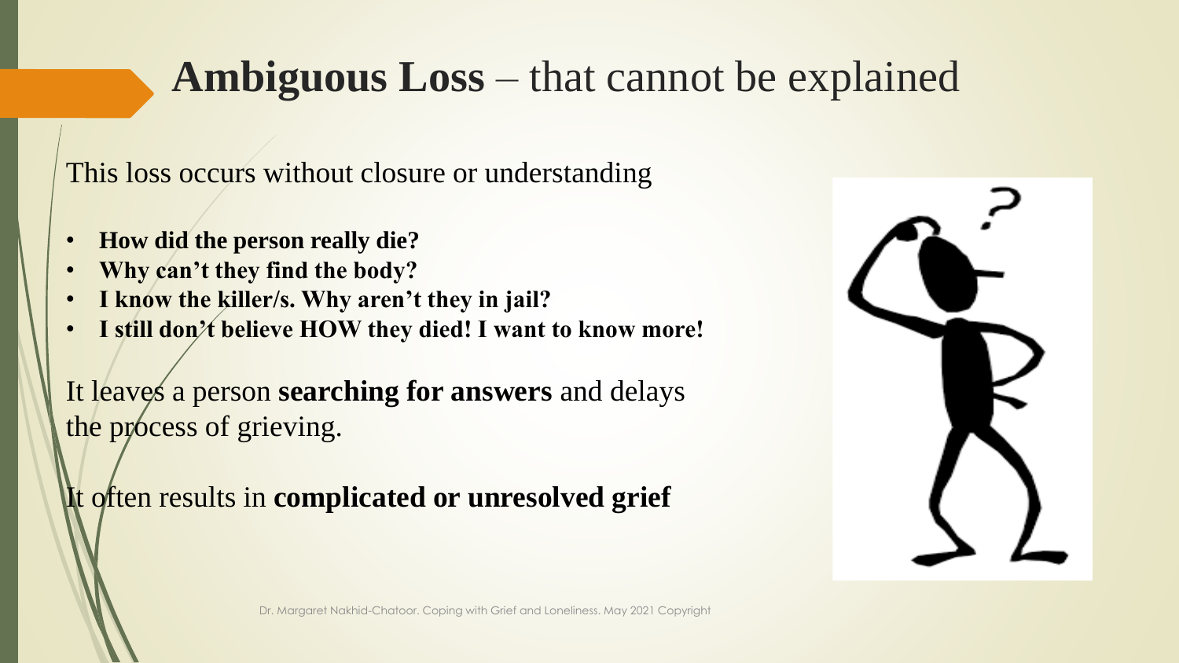# **Ambiguous Loss** – that cannot be explained

This loss occurs without closure or understanding

- **How did the person really die?**
- **Why can't they find the body?**
- **I know the killer/s. Why aren't they in jail?**
- **I still don't believe HOW they died! I want to know more!**

It leaves a person **searching for answers** and delays the process of grieving.

It often results in **complicated or unresolved grief**

Dr. Margaret Nakhid-Chatoor. Coping with Grief and Loneliness. May 2021 Copyright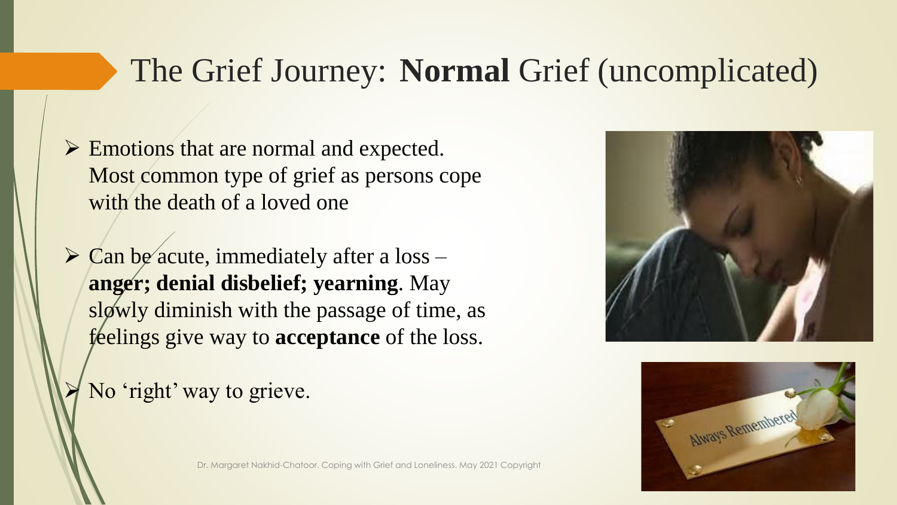# The Grief Journey: **Normal** Grief (uncomplicated)

- Emotions that are normal and expected. Most common type of grief as persons cope with the death of a loved one
- Can be acute, immediately after a loss – **anger; denial disbelief; yearning**. May slowly diminish with the passage of time, as feelings give way to **acceptance** of the loss.
- No 'right' way to grieve.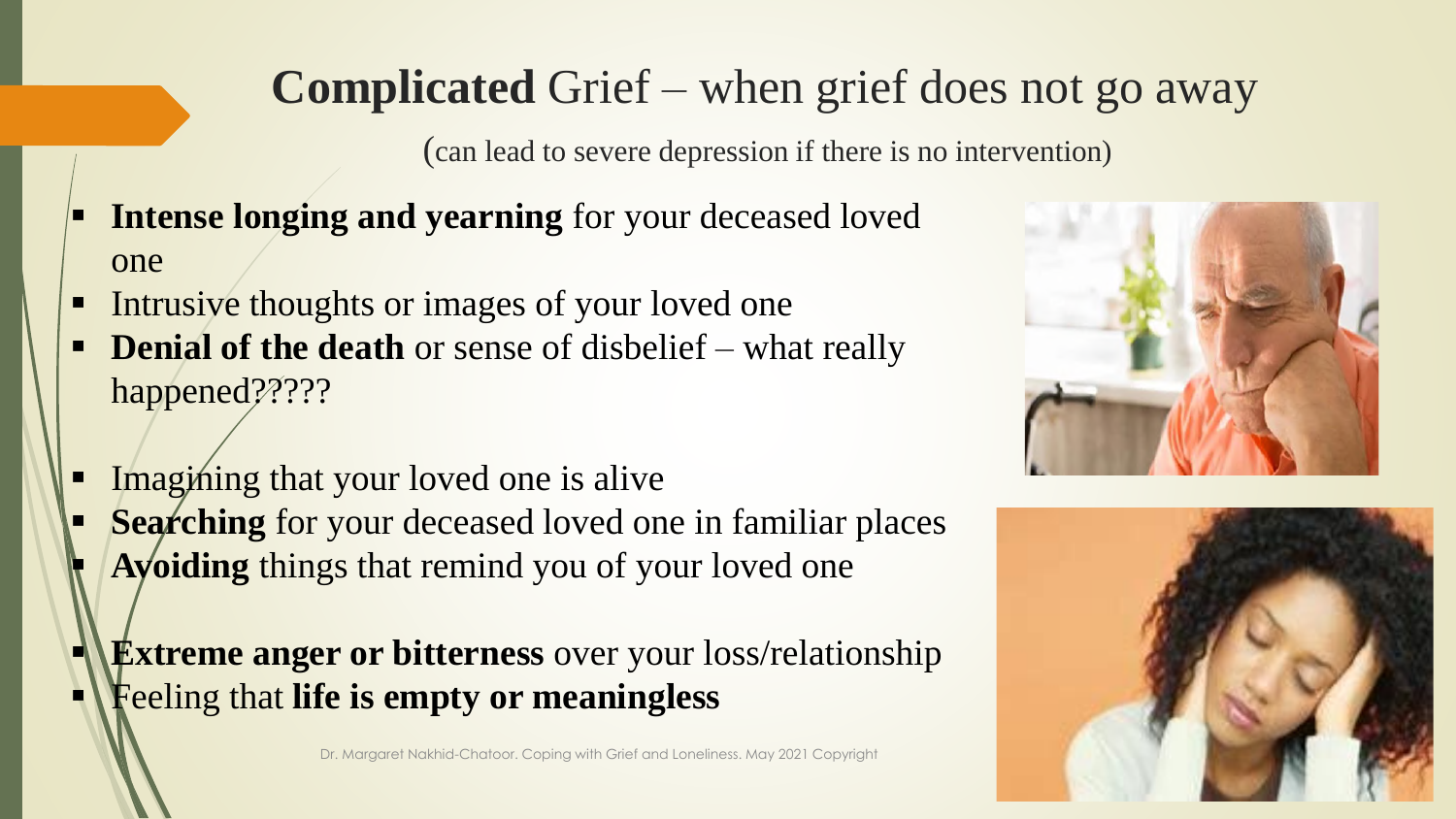## **Complicated** Grief – when grief does not go away

(can lead to severe depression if there is no intervention)

- **Intense longing and yearning** for your deceased loved one
- Intrusive thoughts or images of your loved one
- **Denial of the death** or sense of disbelief – what really happened?????

- Imagining that your loved one is alive
- **Searching** for your deceased loved one in familiar places
- **Avoiding** things that remind you of your loved one

- **Extreme anger or bitterness** over your loss/relationship
- Feeling that **life is empty or meaningless**

Dr. Margaret Nakhid-Chatoor. Coping with Grief and Loneliness. May 2021 Copyright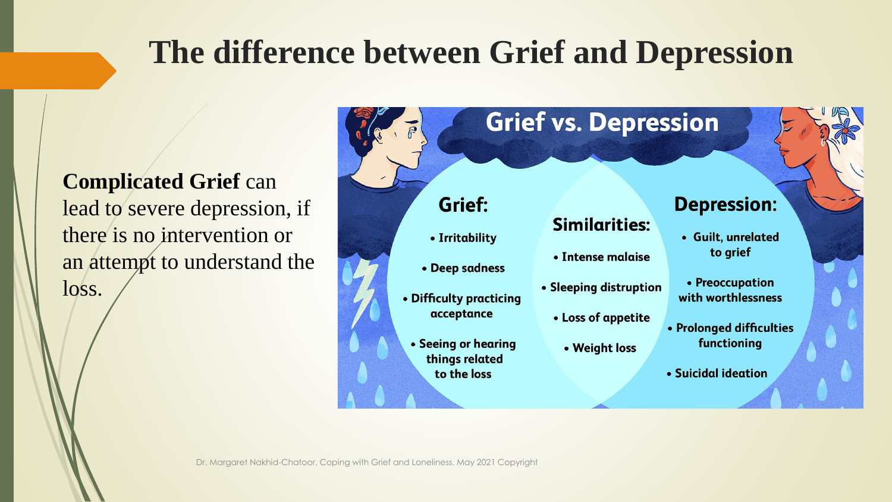# The difference between Grief and Depression

**Complicated Grief** can lead to severe depression, if there is no intervention or an attempt to understand the loss.

## Grief vs. Depression

**Grief:**

- Irritability
- Deep sadness
- Difficulty practicing acceptance
- Seeing or hearing things related to the loss

**Similarities:**

- Intense malaise
- Sleeping distruption
- Loss of appetite
- Weight loss

**Depression:**

- Guilt, unrelated to grief
- Preoccupation with worthlessness
- Prolonged difficulties functioning
- Suicidal ideation

Dr. Margaret Nakhid-Chatoor. Coping with Grief and Loneliness. May 2021 Copyright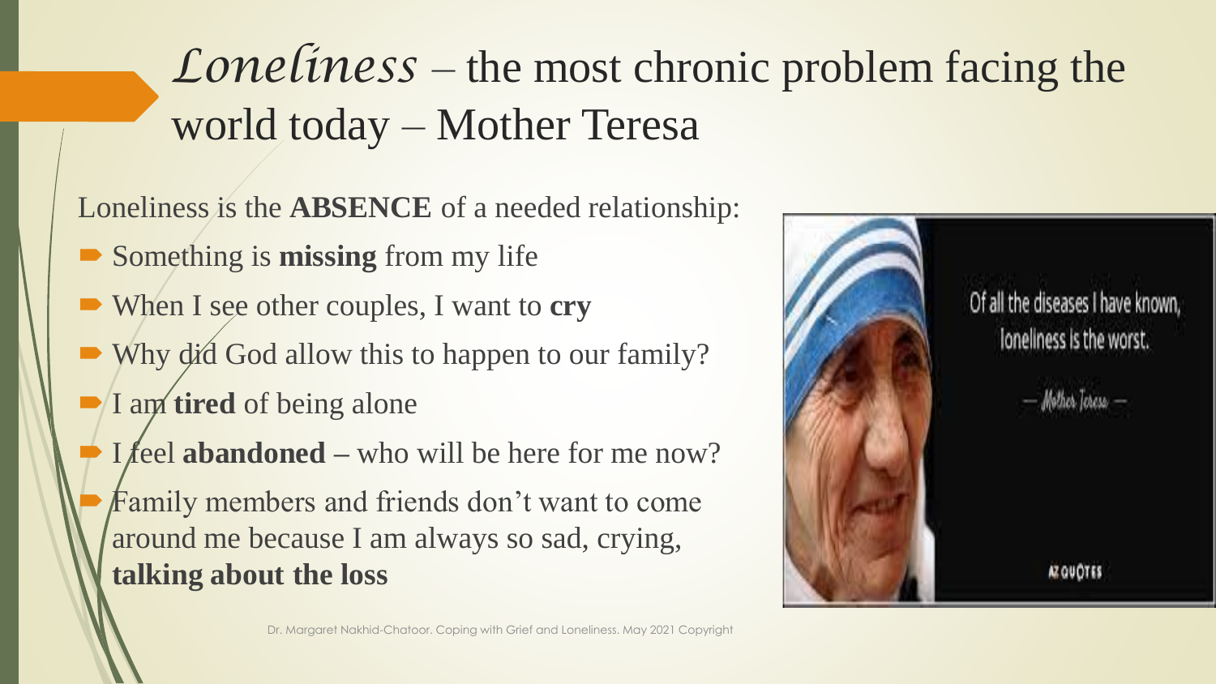# *Loneliness* – the most chronic problem facing the world today – Mother Teresa

Loneliness is the **ABSENCE** of a needed relationship:

- Something is **missing** from my life
- When I see other couples, I want to **cry**
- Why did God allow this to happen to our family?
- I am **tired** of being alone
- I feel **abandoned** – who will be here for me now?
- Family members and friends don't want to come around me because I am always so sad, crying, **talking about the loss**

Dr. Margaret Nakhid-Chatoor. Coping with Grief and Loneliness. May 2021 Copyright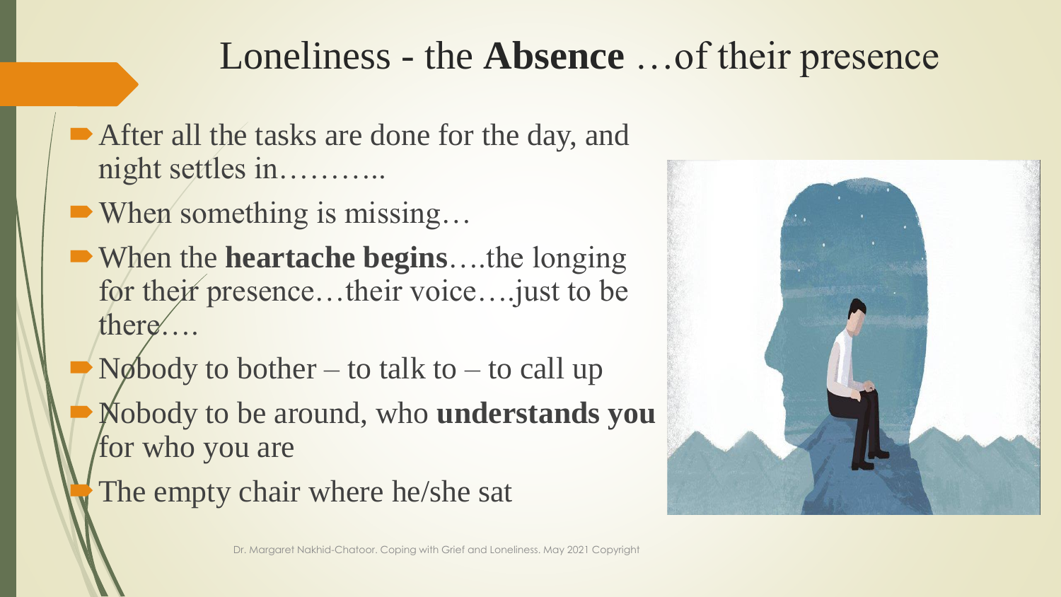# Loneliness - the **Absence** …of their presence

- After all the tasks are done for the day, and night settles in………..
- When something is missing…
- When the **heartache begins**….the longing for their presence…their voice….just to be there….
- Nobody to bother – to talk to – to call up
- Nobody to be around, who **understands you** for who you are
- The empty chair where he/she sat

Dr. Margaret Nakhid-Chatoor. Coping with Grief and Loneliness. May 2021 Copyright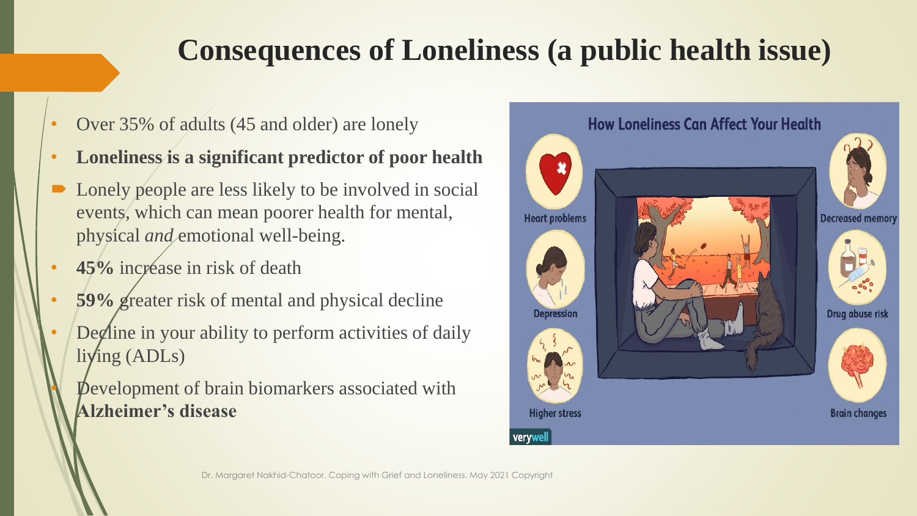# Consequences of Loneliness (a public health issue)

- Over 35% of adults (45 and older) are lonely
- **Loneliness is a significant predictor of poor health**
- Lonely people are less likely to be involved in social events, which can mean poorer health for mental, physical *and* emotional well-being.
- **45%** increase in risk of death
- **59%** greater risk of mental and physical decline
- Decline in your ability to perform activities of daily living (ADLs)
- Development of brain biomarkers associated with **Alzheimer's disease**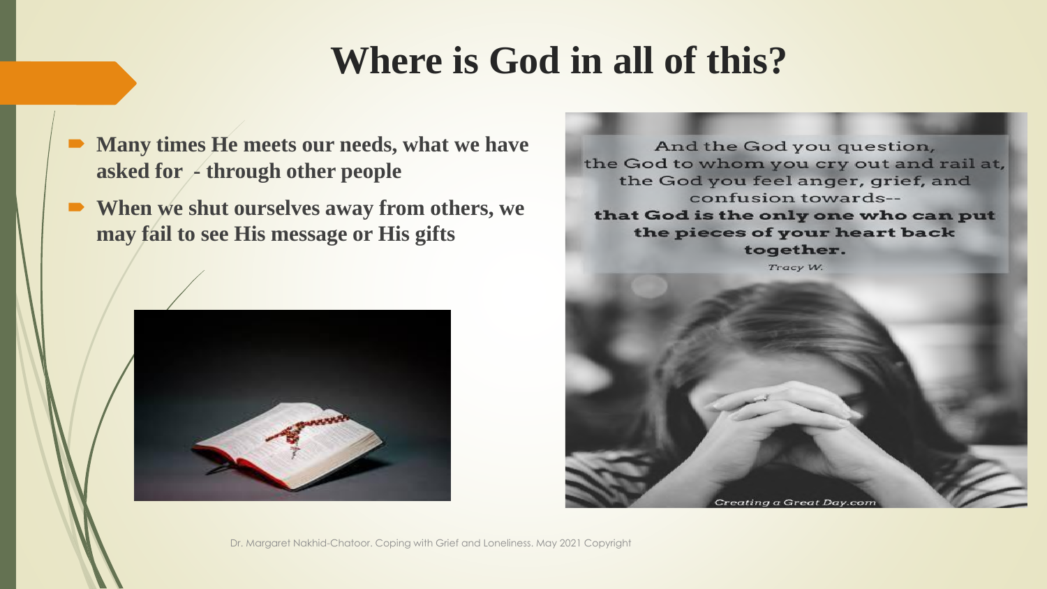# Where is God in all of this?

- **Many times He meets our needs, what we have asked for - through other people**
- **When we shut ourselves away from others, we may fail to see His message or His gifts**

And the God you question,
the God to whom you cry out and rail at,
the God you feel anger, grief, and
confusion towards--
**that God is the only one who can put the pieces of your heart back together.**

*Tracy W.*

*Creating a Great Day.com*

Dr. Margaret Nakhid-Chatoor. Coping with Grief and Loneliness. May 2021 Copyright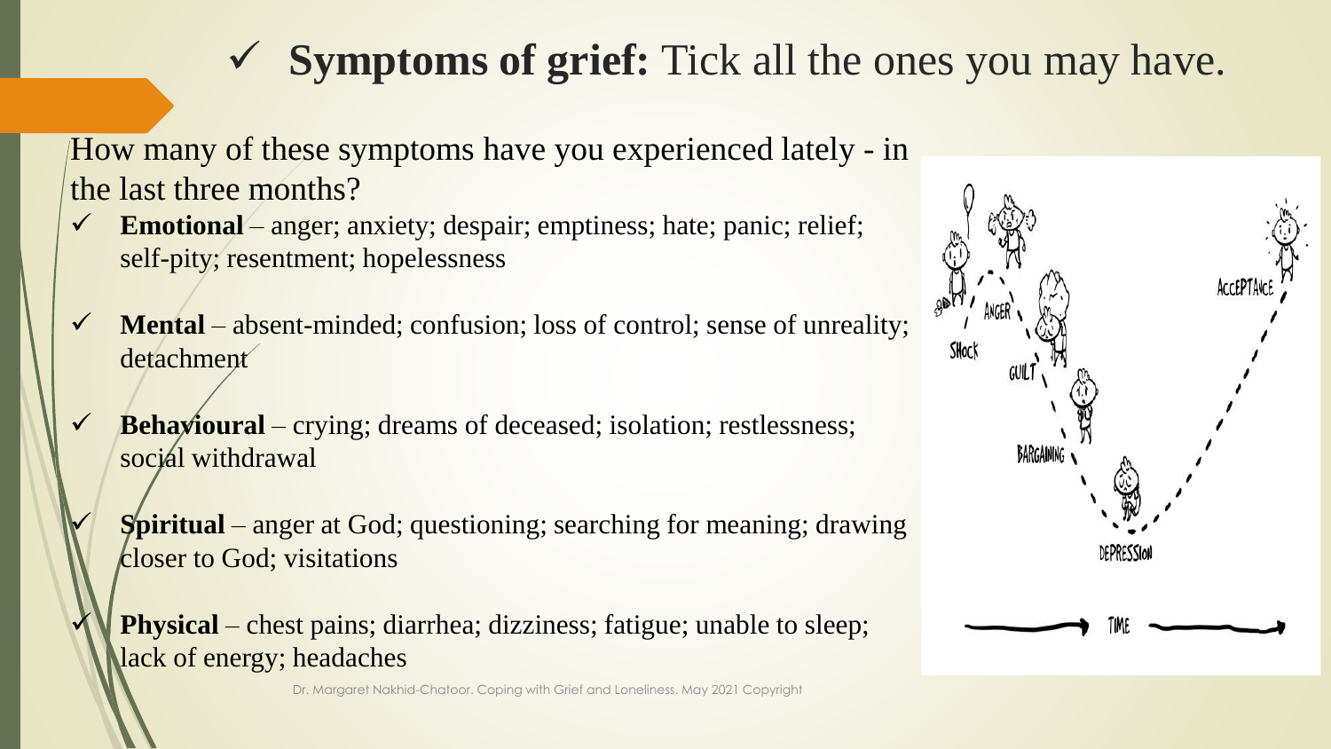# ✓ **Symptoms of grief:** Tick all the ones you may have.

How many of these symptoms have you experienced lately - in the last three months?

- ✓ **Emotional** – anger; anxiety; despair; emptiness; hate; panic; relief; self-pity; resentment; hopelessness
- ✓ **Mental** – absent-minded; confusion; loss of control; sense of unreality; detachment
- ✓ **Behavioural** – crying; dreams of deceased; isolation; restlessness; social withdrawal
- ✓ **Spiritual** – anger at God; questioning; searching for meaning; drawing closer to God; visitations
- ✓ **Physical** – chest pains; diarrhea; dizziness; fatigue; unable to sleep; lack of energy; headaches

Dr. Margaret Nakhid-Chatoor. Coping with Grief and Loneliness. May 2021 Copyright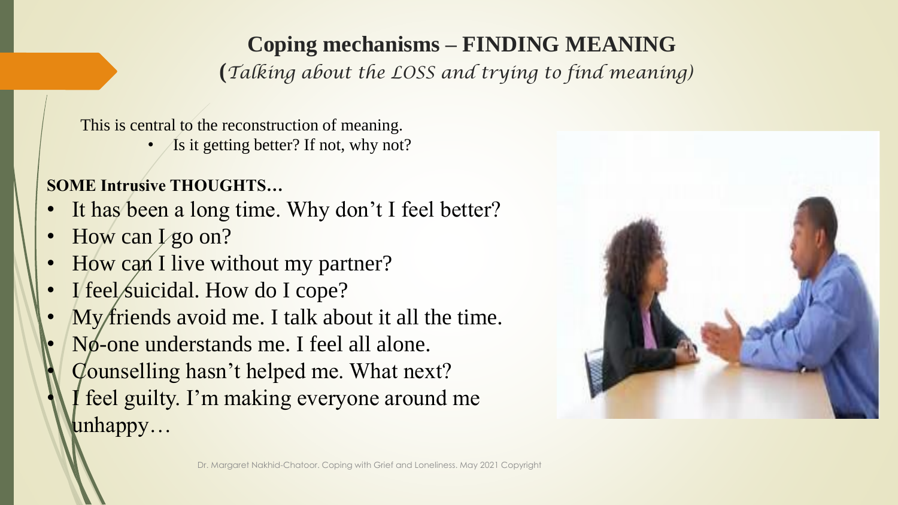## Coping mechanisms – FINDING MEANING

*(Talking about the LOSS and trying to find meaning)*

This is central to the reconstruction of meaning.

- Is it getting better? If not, why not?

**SOME Intrusive THOUGHTS…**

- It has been a long time. Why don't I feel better?
- How can I go on?
- How can I live without my partner?
- I feel suicidal. How do I cope?
- My friends avoid me. I talk about it all the time.
- No-one understands me. I feel all alone.
- Counselling hasn't helped me. What next?
- I feel guilty. I'm making everyone around me unhappy…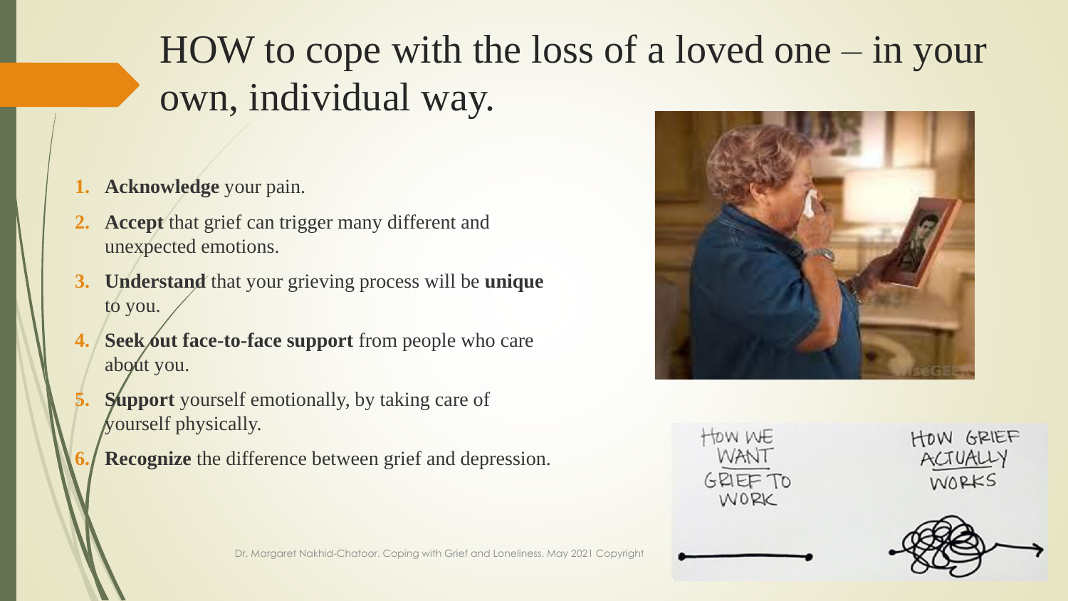# HOW to cope with the loss of a loved one – in your own, individual way.

1. **Acknowledge** your pain.
2. **Accept** that grief can trigger many different and unexpected emotions.
3. **Understand** that your grieving process will be **unique** to you.
4. **Seek out face-to-face support** from people who care about you.
5. **Support** yourself emotionally, by taking care of yourself physically.
6. **Recognize** the difference between grief and depression.

Dr. Margaret Nakhid-Chatoor. Coping with Grief and Loneliness. May 2021 Copyright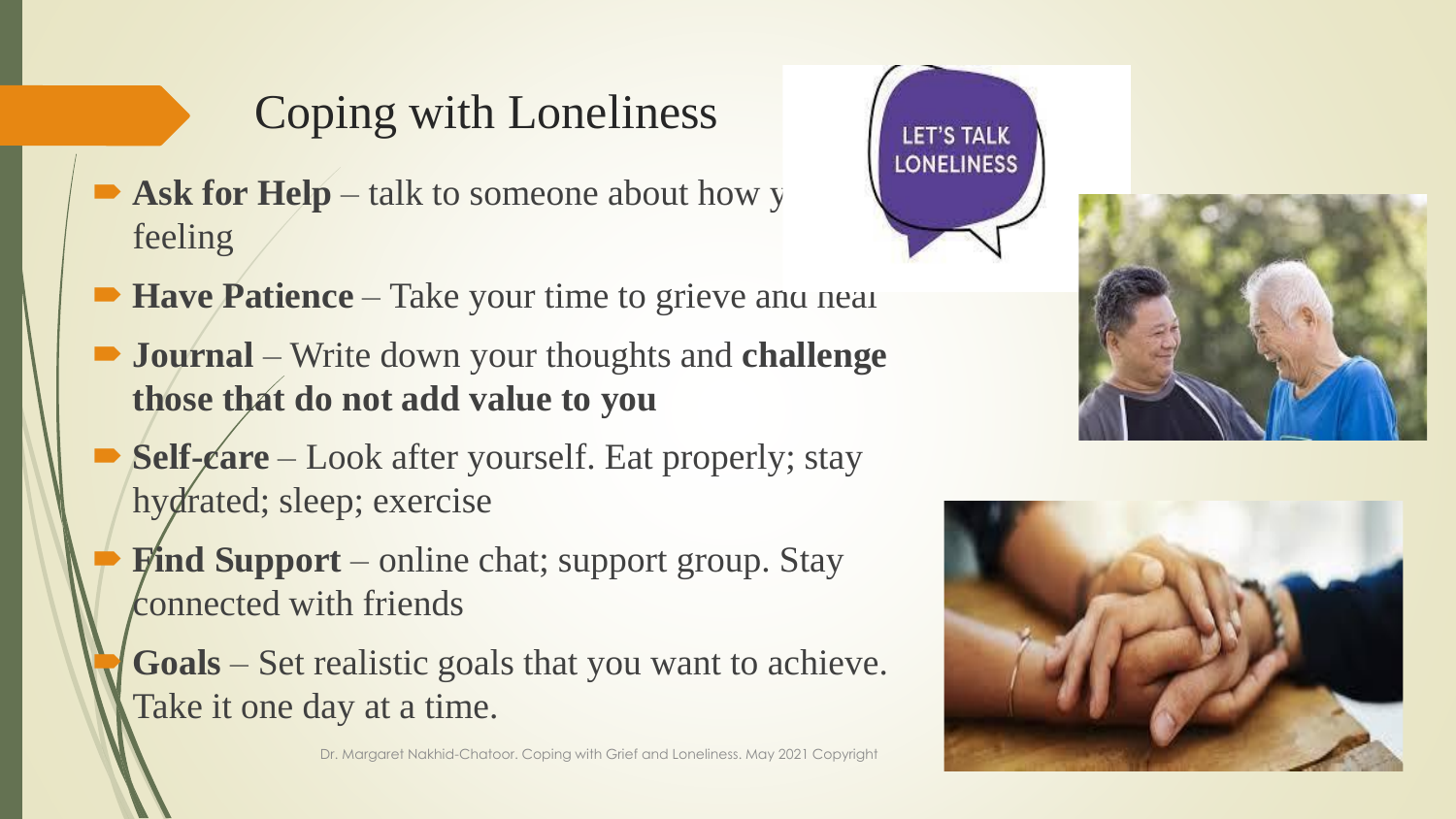# Coping with Loneliness

- **Ask for Help** – talk to someone about how y feeling
- **Have Patience** – Take your time to grieve and heal
- **Journal** – Write down your thoughts and **challenge those that do not add value to you**
- **Self-care** – Look after yourself. Eat properly; stay hydrated; sleep; exercise
- **Find Support** – online chat; support group. Stay connected with friends
- **Goals** – Set realistic goals that you want to achieve. Take it one day at a time.

Dr. Margaret Nakhid-Chatoor. Coping with Grief and Loneliness. May 2021 Copyright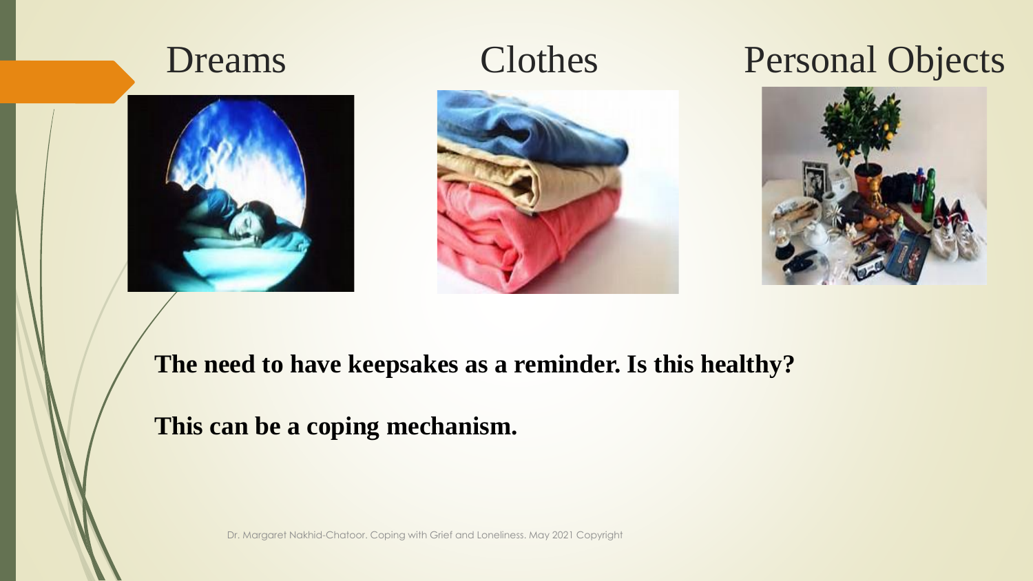Dreams

Clothes

Personal Objects

**The need to have keepsakes as a reminder. Is this healthy?**

**This can be a coping mechanism.**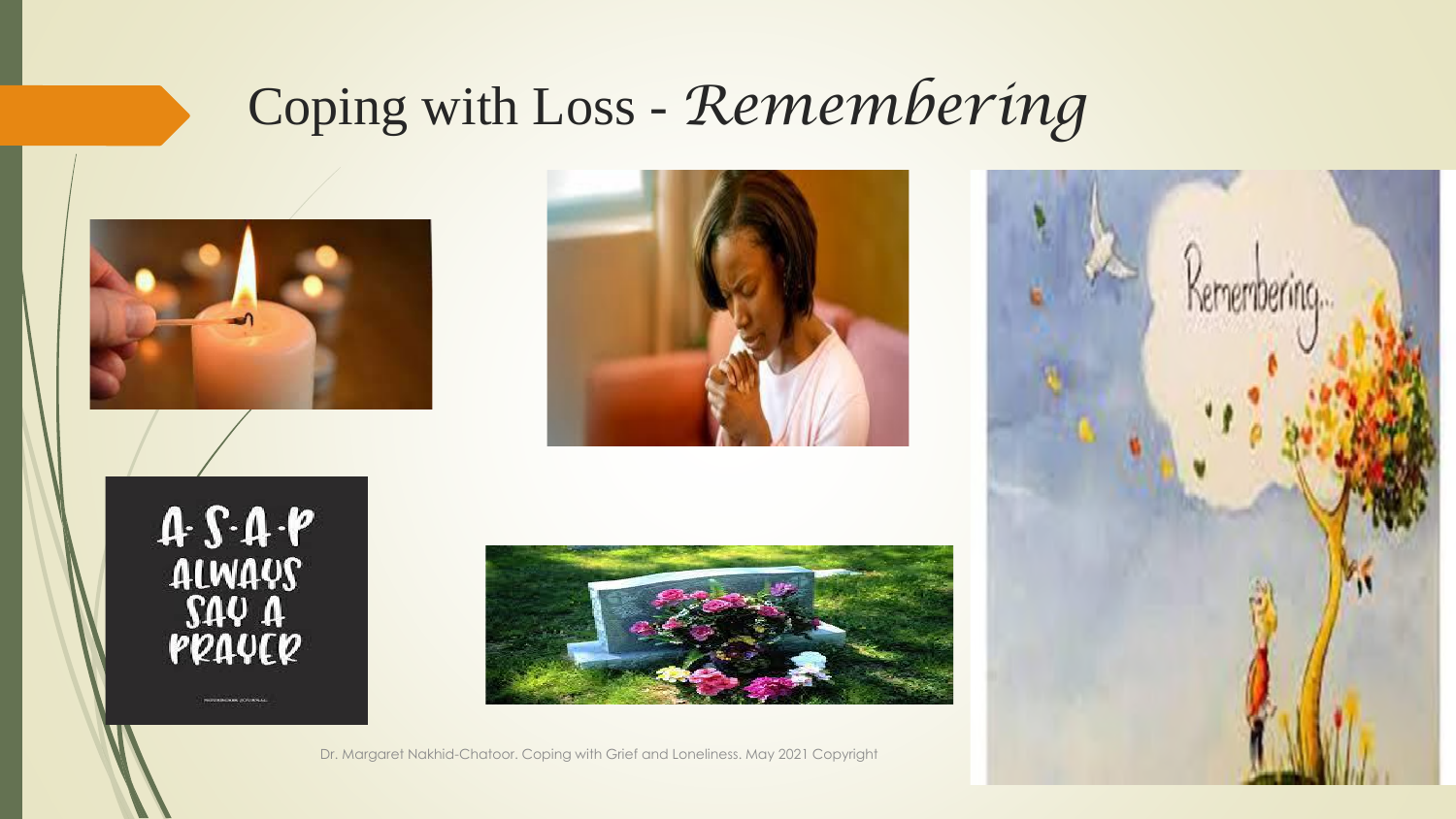# Coping with Loss - *Remembering*

A·S·A·P
ALWAYS
SAY A
PRAYER

Dr. Margaret Nakhid-Chatoor. Coping with Grief and Loneliness. May 2021 Copyright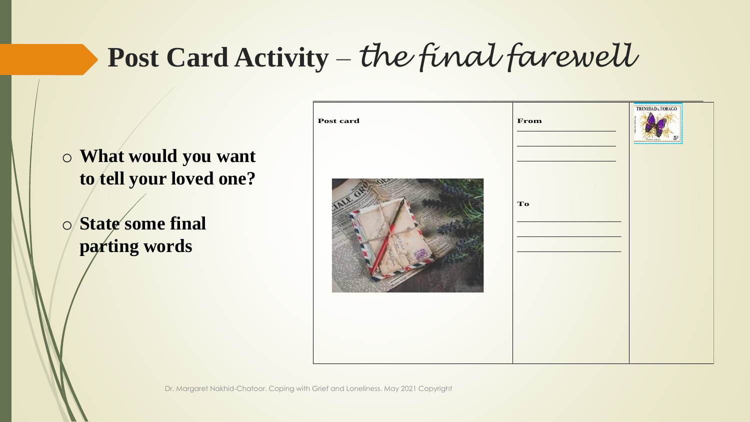# Post Card Activity – *the final farewell*

- **What would you want to tell your loved one?**
- **State some final parting words**

**Post card**

**From**

______________________

______________________

______________________

**To**

______________________

______________________

______________________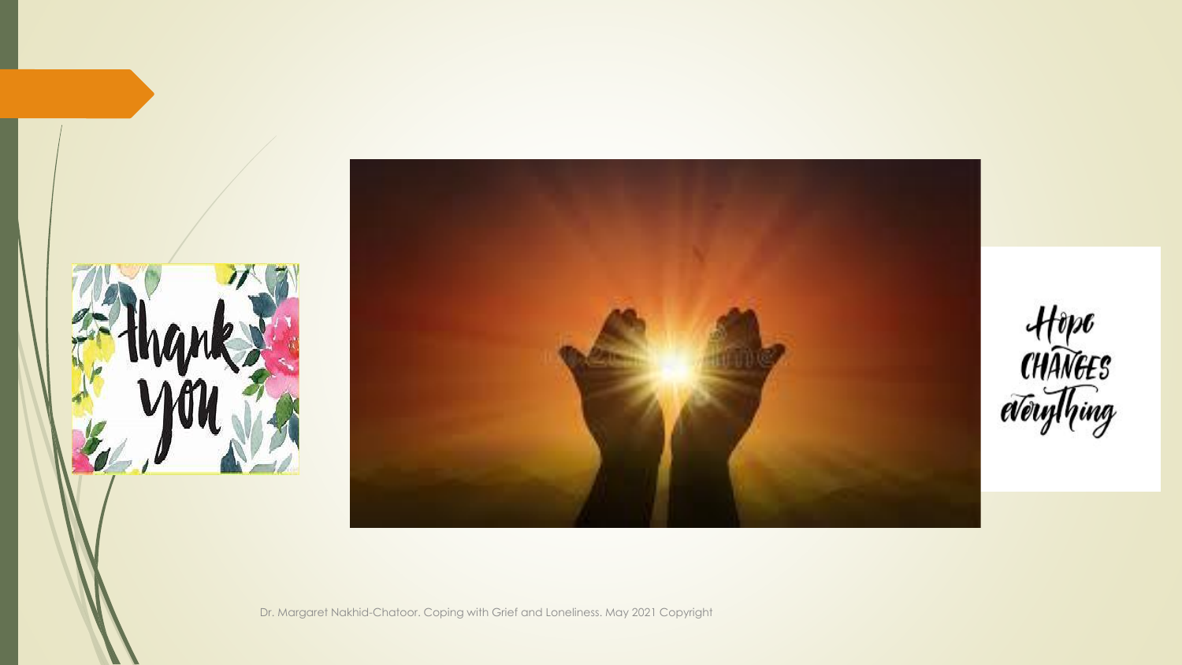thank you

Hope CHANGES everything